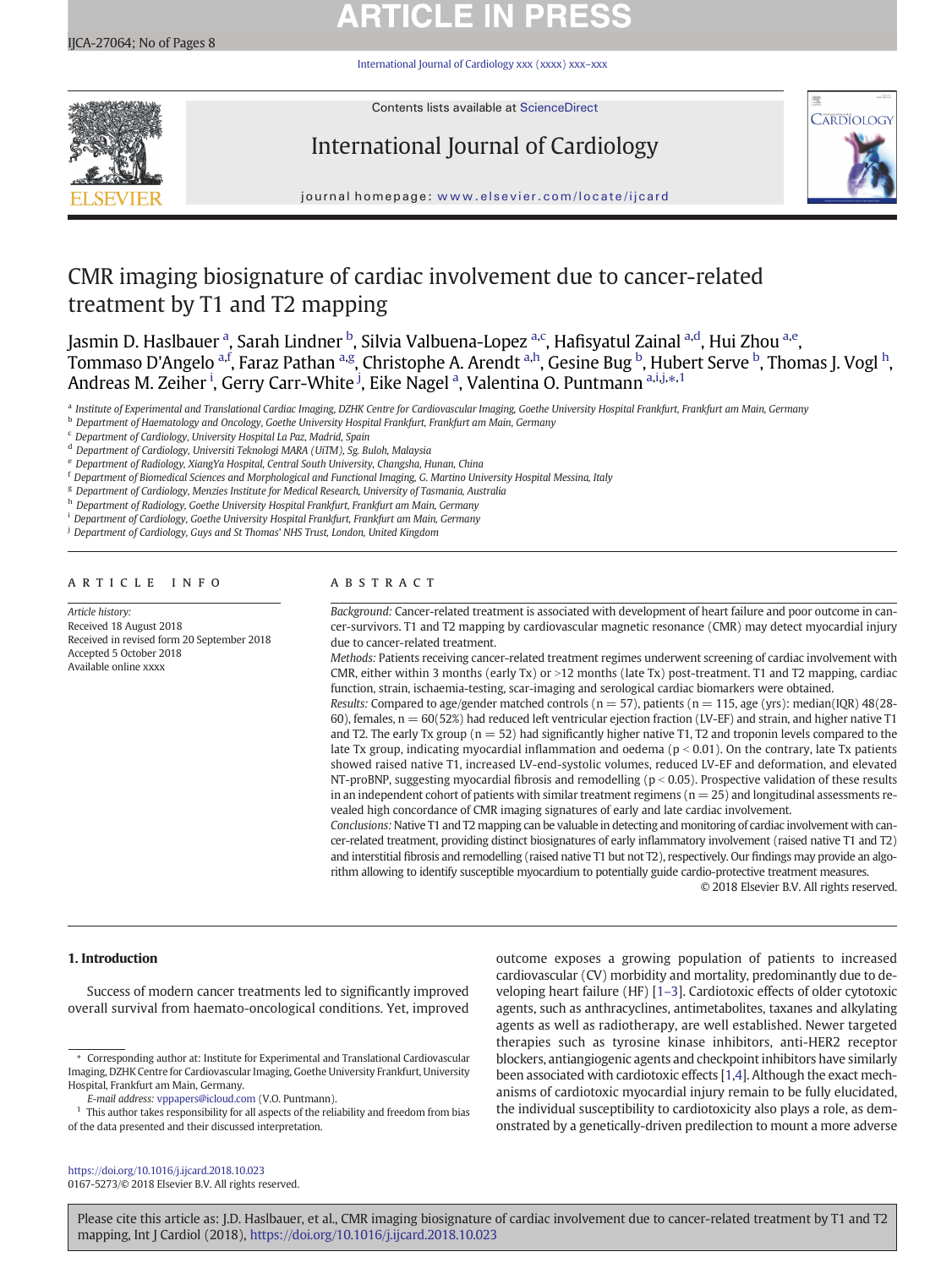# CMR imaging biosignature of cardiac involvement due to cancer-related treatment by T1 and T2 mapping

Jasmin D. Haslbauer [a], Sarah Lindner [b], Silvia Valbuena-Lopez [a,c], Hafisyatul Zainal [a,d], Hui Zhou [a,e], Tommaso D'Angelo [a,f], Faraz Pathan [a,g], Christophe A. Arendt [a,h], Gesine Bug [b], Hubert Serve [b], Thomas J. Vogl [h], Andreas M. Zeiher [i], Gerry Carr-White [j], Eike Nagel [a], Valentina O. Puntmann [a,i,j,*,1]

[a] Institute of Experimental and Translational Cardiac Imaging, DZHK Centre for Cardiovascular Imaging, Goethe University Hospital Frankfurt, Frankfurt am Main, Germany
[b] Department of Haematology and Oncology, Goethe University Hospital Frankfurt, Frankfurt am Main, Germany
[c] Department of Cardiology, University Hospital La Paz, Madrid, Spain
[d] Department of Cardiology, Universiti Teknologi MARA (UiTM), Sg. Buloh, Malaysia
[e] Department of Radiology, XiangYa Hospital, Central South University, Changsha, Hunan, China
[f] Department of Biomedical Sciences and Morphological and Functional Imaging, G. Martino University Hospital Messina, Italy
[g] Department of Cardiology, Menzies Institute for Medical Research, University of Tasmania, Australia
[h] Department of Radiology, Goethe University Hospital Frankfurt, Frankfurt am Main, Germany
[i] Department of Cardiology, Goethe University Hospital Frankfurt, Frankfurt am Main, Germany
[j] Department of Cardiology, Guys and St Thomas' NHS Trust, London, United Kingdom

## ARTICLE INFO

*Article history:*
Received 18 August 2018
Received in revised form 20 September 2018
Accepted 5 October 2018
Available online xxxx

## ABSTRACT

*Background:* Cancer-related treatment is associated with development of heart failure and poor outcome in cancer-survivors. T1 and T2 mapping by cardiovascular magnetic resonance (CMR) may detect myocardial injury due to cancer-related treatment.

*Methods:* Patients receiving cancer-related treatment regimes underwent screening of cardiac involvement with CMR, either within 3 months (early Tx) or >12 months (late Tx) post-treatment. T1 and T2 mapping, cardiac function, strain, ischaemia-testing, scar-imaging and serological cardiac biomarkers were obtained.

*Results:* Compared to age/gender matched controls (n = 57), patients (n = 115, age (yrs): median(IQR) 48(28-60), females, n = 60(52%) had reduced left ventricular ejection fraction (LV-EF) and strain, and higher native T1 and T2. The early Tx group (n = 52) had significantly higher native T1, T2 and troponin levels compared to the late Tx group, indicating myocardial inflammation and oedema ($p < 0.01$). On the contrary, late Tx patients showed raised native T1, increased LV-end-systolic volumes, reduced LV-EF and strain and deformation, and elevated NT-proBNP, suggesting myocardial fibrosis and remodelling ($p < 0.05$). Prospective validation of these results in an independent cohort of patients with similar treatment regimens (n = 25) and longitudinal assessments revealed high concordance of CMR imaging signatures of early and late cardiac involvement.

*Conclusions:* Native T1 and T2 mapping can be valuable in detecting and monitoring of cardiac involvement with cancer-related treatment, providing distinct biosignatures of early inflammatory involvement (raised native T1 and T2) and interstitial fibrosis and remodelling (raised native T1 but not T2), respectively. Our findings may provide an algorithm allowing to identify susceptible myocardium to potentially guide cardio-protective treatment measures.

© 2018 Elsevier B.V. All rights reserved.

## 1. Introduction

Success of modern cancer treatments led to significantly improved overall survival from haemato-oncological conditions. Yet, improved outcome exposes a growing population of patients to increased cardiovascular (CV) morbidity and mortality, predominantly due to developing heart failure (HF) [1–3]. Cardiotoxic effects of older cytotoxic agents, such as anthracyclines, antimetabolites, taxanes and alkylating agents as well as radiotherapy, are well established. Newer targeted therapies such as tyrosine kinase inhibitors, anti-HER2 receptor blockers, antiangiogenic agents and checkpoint inhibitors have similarly been associated with cardiotoxic effects [1,4]. Although the exact mechanisms of cardiotoxic myocardial injury remain to be fully elucidated, the individual susceptibility to cardiotoxicity also plays a role, as demonstrated by a genetically-driven predilection to mount a more adverse

\* Corresponding author at: Institute for Experimental and Translational Cardiovascular Imaging, DZHK Centre for Cardiovascular Imaging, Goethe University Frankfurt, University Hospital, Frankfurt am Main, Germany.
E-mail address: vppapers@icloud.com (V.O. Puntmann).
[1] This author takes responsibility for all aspects of the reliability and freedom from bias of the data presented and their discussed interpretation.

https://doi.org/10.1016/j.ijcard.2018.10.023
0167-5273/© 2018 Elsevier B.V. All rights reserved.

Please cite this article as: J.D. Haslbauer, et al., CMR imaging biosignature of cardiac involvement due to cancer-related treatment by T1 and T2 mapping, Int J Cardiol (2018), https://doi.org/10.1016/j.ijcard.2018.10.023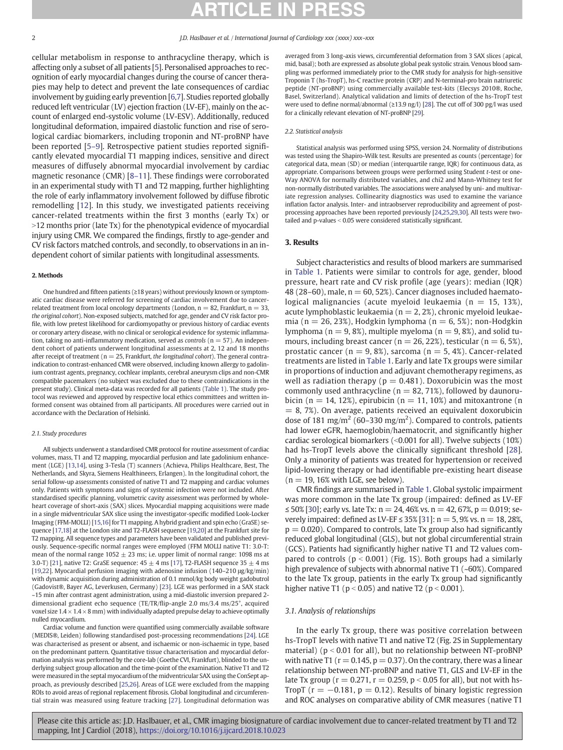cellular metabolism in response to anthracycline therapy, which is affecting only a subset of all patients [5]. Personalised approaches to recognition of early myocardial changes during the course of cancer therapies may help to detect and prevent the late consequences of cardiac involvement by guiding early prevention [6,7]. Studies reported globally reduced left ventricular (LV) ejection fraction (LV-EF), mainly on the account of enlarged end-systolic volume (LV-ESV). Additionally, reduced longitudinal deformation, impaired diastolic function and rise of serological cardiac biomarkers, including troponin and NT-proBNP have been reported [5–9]. Retrospective patient studies reported significantly elevated myocardial T1 mapping indices, sensitive and direct measures of diffusely abnormal myocardial involvement by cardiac magnetic resonance (CMR) [8–11]. These findings were corroborated in an experimental study with T1 and T2 mapping, further highlighting the role of early inflammatory involvement followed by diffuse fibrotic remodelling [12]. In this study, we investigated patients receiving cancer-related treatments within the first 3 months (early Tx) or >12 months prior (late Tx) for the phenotypical evidence of myocardial injury using CMR. We compared the findings, firstly to age-gender and CV risk factors matched controls, and secondly, to observations in an independent cohort of similar patients with longitudinal assessments.

## 2. Methods

One hundred and fifteen patients (≥18 years) without previously known or symptomatic cardiac disease were referred for screening of cardiac involvement due to cancer-related treatment from local oncology departments (London, n = 82, Frankfurt, n = 33, *the original cohort*). Non-exposed subjects, matched for age, gender and CV risk factor profile, with low pretest likelihood for cardiomyopathy or previous history of cardiac events or coronary artery disease, with no clinical or serological evidence for systemic inflammation, taking no anti-inflammatory medication, served as *controls* (n = 57). An independent cohort of patients underwent longitudinal assessments at 2, 12 and 18 months after receipt of treatment (n = 25, Frankfurt, *the longitudinal cohort*). The general contraindication to contrast-enhanced CMR were observed, including known allergy to gadolinium contrast agents, pregnancy, cochlear implants, cerebral aneurysm clips and non-CMR compatible pacemakers (no subject was excluded due to these contraindications in the present study). Clinical meta-data was recorded for all patients (Table 1). The study protocol was reviewed and approved by respective local ethics committees and written informed consent was obtained from all participants. All procedures were carried out in accordance with the Declaration of Helsinki.

### 2.1. Study procedures

All subjects underwent a standardised CMR protocol for routine assessment of cardiac volumes, mass, T1 and T2 mapping, myocardial perfusion and late gadolinium enhancement (LGE) [13,14], using 3-Tesla (T) scanners (Achieva, Philips Healthcare, Best, The Netherlands, and Skyra, Siemens Healthineers, Erlangen). In the longitudinal cohort, the serial follow-up assessments consisted of native T1 and T2 mapping and cardiac volumes only. Patients with symptoms and signs of systemic infection were not included. After standardised specific planning, volumetric cavity assessment was performed by whole-heart coverage of short-axis (SAX) slices. Myocardial mapping acquisitions were made in a single midventricular SAX slice using the investigator-specific modified Look-Locker Imaging (FFM-MOLLI) [15,16] for T1 mapping. A hybrid gradient and spin echo (GraSE) sequence [17,18] at the London site and T2-FLASH sequence [19,20] at the Frankfurt site for T2 mapping. All sequence types and parameters have been validated and published previously. Sequence-specific normal ranges were employed (FFM MOLLI native T1: 3.0-T: mean of the normal range 1052 ± 23 ms; i.e. upper limit of normal range: 1098 ms at 3.0-T) [21], native T2: GraSE sequence: 45 ± 4 ms [17], T2-FLASH sequence 35 ± 4 ms [19,22]. Myocardial perfusion imaging with adenosine infusion (140–210 μg/kg/min) with dynamic acquisition during administration of 0.1 mmol/kg body weight gadobutrol (Gadovist®, Bayer AG, Leverkusen, Germany) [23]. LGE was performed in a SAX stack ~15 min after contrast agent administration, using a mid-diastolic inversion prepared 2-dimensional gradient echo sequence (TE/TR/flip-angle 2.0 ms/3.4 ms/25°, acquired voxel size 1.4 × 1.4 × 8 mm) with individually adapted prepulse delay to achieve optimally nulled myocardium.

Cardiac volume and function were quantified using commercially available software (MEDIS®, Leiden) following standardised post-processing recommendations [24]. LGE was characterised as present or absent, and ischaemic or non-ischaemic in type, based on the predominant pattern. Quantitative tissue characterisation and myocardial deformation analysis was performed by the core-lab (Goethe CVI, Frankfurt), blinded to the underlying subject group allocation and the time-point of the examination. Native T1 and T2 were measured in the septal myocardium of the midventricular SAX using the ConSept approach, as previously described [25,26]. Areas of LGE were excluded from the mapping ROIs to avoid areas of regional replacement fibrosis. Global longitudinal and circumferential strain was measured using feature tracking [27]. Longitudinal deformation was averaged from 3 long-axis views, circumferential deformation from 3 SAX slices (apical, mid, basal); both are expressed as absolute global peak systolic strain. Venous blood sampling was performed immediately prior to the CMR study for analysis for high-sensitive Troponin T (hs-TropT), hs-C reactive protein (CRP) and N-terminal-pro brain natriuretic peptide (NT-proBNP) using commercially available test-kits (Elecsys 2010®, Roche, Basel, Switzerland). Analytical validation and limits of detection of the hs-TropT test were used to define normal/abnormal (≥13.9 ng/l) [28]. The cut off of 300 pg/l was used for a clinically relevant elevation of NT-proBNP [29].

### 2.2. Statistical analysis

Statistical analysis was performed using SPSS, version 24. Normality of distributions was tested using the Shapiro-Wilk test. Results are presented as counts (percentage) for categorical data, mean (SD) or median (interquartile range, IQR) for continuous data, as appropriate. Comparisons between groups were performed using Student *t*-test or one-Way ANOVA for normally distributed variables, and chi2 and Mann-Whitney test for non-normally distributed variables. The associations were analysed by uni- and multivariate regression analyses. Collinearity diagnostics was used to examine the variance inflation factor analysis. Inter- and intraobserver reproducibility and agreement of post-processing approaches have been reported previously [24,25,29,30]. All tests were two-tailed and p-values < 0.05 were considered statistically significant.

## 3. Results

Subject characteristics and results of blood markers are summarised in Table 1. Patients were similar to controls for age, gender, blood pressure, heart rate and CV risk profile (age (years): median (IQR) 48 (28–60), male, n = 60, 52%). Cancer diagnoses included haematological malignancies (acute myeloid leukaemia (n = 15, 13%), acute lymphoblastic leukaemia (n = 2, 2%), chronic myeloid leukaemia (n = 26, 23%), Hodgkin lymphoma (n = 6, 5%); non-Hodgkin lymphoma (n = 9, 8%), multiple myeloma (n = 9, 8%), and solid tumours, including breast cancer (n = 26, 22%), testicular (n = 6, 5%), prostatic cancer (n = 9, 8%), sarcoma (n = 5, 4%). Cancer-related treatments are listed in Table 1. Early and late Tx groups were similar in proportions of induction and adjuvant chemotherapy regimens, as well as radiation therapy (p = 0.481). Doxorubicin was the most commonly used anthracycline (n = 82, 71%), followed by daunorubicin (n = 14, 12%), epirubicin (n = 11, 10%) and mitoxantrone (n = 8, 7%). On average, patients received an equivalent doxorubicin dose of 181 mg/m$^2$ (60–330 mg/m$^2$). Compared to controls, patients had lower eGFR, haemoglobin/haematocrit, and significantly higher cardiac serological biomarkers (<0.001 for all). Twelve subjects (10%) had hs-TropT levels above the clinically significant threshold [28]. Only a minority of patients was treated for hypertension or received lipid-lowering therapy or had identifiable pre-existing heart disease (n = 19, 16% with LGE, see below).

CMR findings are summarised in Table 1. Global systolic impairment was more common in the late Tx group (impaired: defined as LV-EF ≤ 50% [30]; early vs. late Tx: n = 24, 46% vs. n = 42, 67%, p = 0.019; severely impaired: defined as LV-EF ≤ 35% [31]: n = 5, 9% vs. n = 18, 28%, p = 0.020). Compared to controls, late Tx group also had significantly reduced global longitudinal (GLS), but not global circumferential strain (GCS). Patients had significantly higher native T1 and T2 values compared to controls (p < 0.001) (Fig. 1S). Both groups had a similarly high prevalence of subjects with abnormal native T1 (~60%). Compared to the late Tx group, patients in the early Tx group had significantly higher native T1 (p < 0.05) and native T2 (p < 0.001).

### 3.1. Analysis of relationships

In the early Tx group, there was positive correlation between hs-TropT levels with native T1 and native T2 (Fig. 2S in Supplementary material) (p < 0.01 for all), but no relationship between NT-proBNP with native T1 (r = 0.145, p = 0.37). On the contrary, there was a linear relationship between NT-proBNP and native T1, GLS and LV-EF in the late Tx group (r = 0.271, r = 0.259, p < 0.05 for all), but not with hs-TropT (r = −0.181, p = 0.12). Results of binary logistic regression and ROC analyses on comparative ability of CMR measures (native T1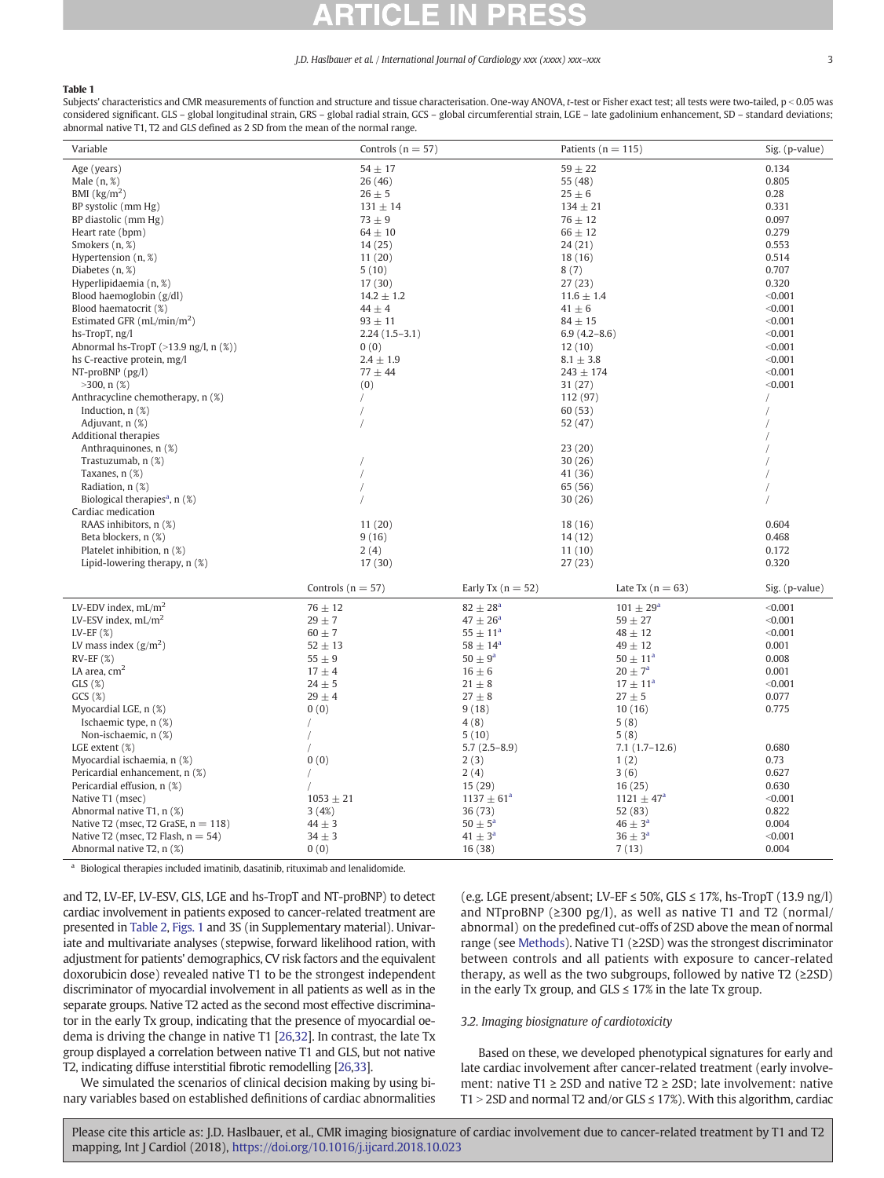**Table 1**

Subjects' characteristics and CMR measurements of function and structure and tissue characterisation. One-way ANOVA, *t*-test or Fisher exact test; all tests were two-tailed, $p < 0.05$ was considered significant. GLS – global longitudinal strain, GRS – global radial strain, GCS – global circumferential strain, LGE – late gadolinium enhancement, SD – standard deviations; abnormal native T1, T2 and GLS defined as 2 SD from the mean of the normal range.

| Variable | Controls (n = 57) | Patients (n = 115) | Sig. (p-value) |
|---|---|---|---|
| Age (years) | 54 ± 17 | 59 ± 22 | 0.134 |
| Male (n, %) | 26 (46) | 55 (48) | 0.805 |
| BMI (kg/m$^2$) | 26 ± 5 | 25 ± 6 | 0.28 |
| BP systolic (mm Hg) | 131 ± 14 | 134 ± 21 | 0.331 |
| BP diastolic (mm Hg) | 73 ± 9 | 76 ± 12 | 0.097 |
| Heart rate (bpm) | 64 ± 10 | 66 ± 12 | 0.279 |
| Smokers (n, %) | 14 (25) | 24 (21) | 0.553 |
| Hypertension (n, %) | 11 (20) | 18 (16) | 0.514 |
| Diabetes (n, %) | 5 (10) | 8 (7) | 0.707 |
| Hyperlipidaemia (n, %) | 17 (30) | 27 (23) | 0.320 |
| Blood haemoglobin (g/dl) | 14.2 ± 1.2 | 11.6 ± 1.4 | <0.001 |
| Blood haematocrit (%) | 44 ± 4 | 41 ± 6 | <0.001 |
| Estimated GFR (mL/min/m$^2$) | 93 ± 11 | 84 ± 15 | <0.001 |
| hs-TropT, ng/l | 2.24 (1.5–3.1) | 6.9 (4.2–8.6) | <0.001 |
| Abnormal hs-TropT (>13.9 ng/l, n (%)) | 0 (0) | 12 (10) | <0.001 |
| hs C-reactive protein, mg/l | 2.4 ± 1.9 | 8.1 ± 3.8 | <0.001 |
| NT-proBNP (pg/l) | 77 ± 44 | 243 ± 174 | <0.001 |
| >300, n (%) | (0) | 31 (27) | <0.001 |
| Anthracycline chemotherapy, n (%) | / | 112 (97) | / |
| Induction, n (%) | / | 60 (53) | / |
| Adjuvant, n (%) | / | 52 (47) | / |
| Additional therapies | | | / |
| Anthraquinones, n (%) | | 23 (20) | / |
| Trastuzumab, n (%) | / | 30 (26) | / |
| Taxanes, n (%) | / | 41 (36) | / |
| Radiation, n (%) | / | 65 (56) | / |
| Biological therapies[a], n (%) | / | 30 (26) | / |
| Cardiac medication | | | |
| RAAS inhibitors, n (%) | 11 (20) | 18 (16) | 0.604 |
| Beta blockers, n (%) | 9 (16) | 14 (12) | 0.468 |
| Platelet inhibition, n (%) | 2 (4) | 11 (10) | 0.172 |
| Lipid-lowering therapy, n (%) | 17 (30) | 27 (23) | 0.320 |

| | Controls (n = 57) | Early Tx (n = 52) | Late Tx (n = 63) | Sig. (p-value) |
|---|---|---|---|---|
| LV-EDV index, mL/m$^2$ | 76 ± 12 | 82 ± 28[a] | 101 ± 29[a] | <0.001 |
| LV-ESV index, mL/m$^2$ | 29 ± 7 | 47 ± 26[a] | 59 ± 27 | <0.001 |
| LV-EF (%) | 60 ± 7 | 55 ± 11[a] | 48 ± 12 | <0.001 |
| LV mass index (g/m$^2$) | 52 ± 13 | 58 ± 14[a] | 49 ± 12 | 0.001 |
| RV-EF (%) | 55 ± 9 | 50 ± 9[a] | 50 ± 11[a] | 0.008 |
| LA area, cm$^2$ | 17 ± 4 | 16 ± 6 | 20 ± 7[a] | 0.001 |
| GLS (%) | 24 ± 5 | 21 ± 8 | 17 ± 11[a] | <0.001 |
| GCS (%) | 29 ± 4 | 27 ± 8 | 27 ± 5 | 0.077 |
| Myocardial LGE, n (%) | 0 (0) | 9 (18) | 10 (16) | 0.775 |
| Ischaemic type, n (%) | / | 4 (8) | 5 (8) | |
| Non-ischaemic, n (%) | / | 5 (10) | 5 (8) | |
| LGE extent (%) | / | 5.7 (2.5–8.9) | 7.1 (1.7–12.6) | 0.680 |
| Myocardial ischaemia, n (%) | 0 (0) | 2 (3) | 1 (2) | 0.73 |
| Pericardial enhancement, n (%) | / | 2 (4) | 3 (6) | 0.627 |
| Pericardial effusion, n (%) | / | 15 (29) | 16 (25) | 0.630 |
| Native T1 (msec) | 1053 ± 21 | 1137 ± 61[a] | 1121 ± 47[a] | <0.001 |
| Abnormal native T1, n (%) | 3 (4%) | 36 (73) | 52 (83) | 0.822 |
| Native T2 (msec, T2 GraSE, n = 118) | 44 ± 3 | 50 ± 5[a] | 46 ± 3[a] | 0.004 |
| Native T2 (msec, T2 Flash, n = 54) | 34 ± 3 | 41 ± 3[a] | 36 ± 3[a] | <0.001 |
| Abnormal native T2, n (%) | 0 (0) | 16 (38) | 7 (13) | 0.004 |

[a] Biological therapies included imatinib, dasatinib, rituximab and lenalidomide.

and T2, LV-EF, LV-ESV, GLS, LGE and hs-TropT and NT-proBNP) to detect cardiac involvement in patients exposed to cancer-related treatment are presented in Table 2, Figs. 1 and 3S (in Supplementary material). Univariate and multivariate analyses (stepwise, forward likelihood ration, with adjustment for patients' demographics, CV risk factors and the equivalent doxorubicin dose) revealed native T1 to be the strongest independent discriminator of myocardial involvement in all patients as well as in the separate groups. Native T2 acted as the second most effective discriminator in the early Tx group, indicating that the presence of myocardial oedema is driving the change in native T1 [26,32]. In contrast, the late Tx group displayed a correlation between native T1 and GLS, but not native T2, indicating diffuse interstitial fibrotic remodelling [26,33].

We simulated the scenarios of clinical decision making by using binary variables based on established definitions of cardiac abnormalities (e.g. LGE present/absent; LV-EF ≤ 50%, GLS ≤ 17%, hs-TropT (13.9 ng/l) and NTproBNP (≥300 pg/l), as well as native T1 and T2 (normal/abnormal) on the predefined cut-offs of 2SD above the mean of normal range (see Methods). Native T1 (≥2SD) was the strongest discriminator between controls and all patients with exposure to cancer-related therapy, as well as the two subgroups, followed by native T2 (≥2SD) in the early Tx group, and GLS ≤ 17% in the late Tx group.

### 3.2. Imaging biosignature of cardiotoxicity

Based on these, we developed phenotypical signatures for early and late cardiac involvement after cancer-related treatment (early involvement: native T1 ≥ 2SD and native T2 ≥ 2SD; late involvement: native T1 > 2SD and normal T2 and/or GLS ≤ 17%). With this algorithm, cardiac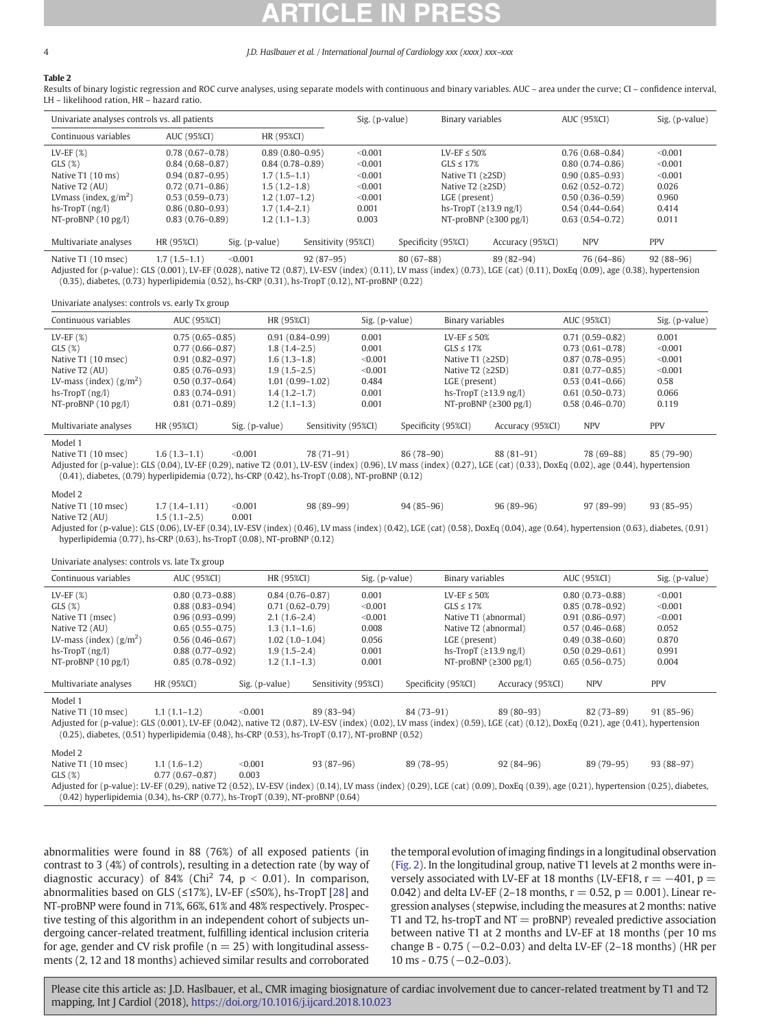**Table 2**

Results of binary logistic regression and ROC curve analyses, using separate models with continuous and binary variables. AUC – area under the curve; CI – confidence interval, LH – likelihood ration, HR – hazard ratio.

Univariate analyses controls vs. all patients

| Continuous variables | AUC (95%CI) | HR (95%CI) | Sig. (p-value) | Binary variables | AUC (95%CI) | Sig. (p-value) |
|---|---|---|---|---|---|---|
| LV-EF (%) | 0.78 (0.67–0.78) | 0.89 (0.80–0.95) | <0.001 | LV-EF ≤ 50% | 0.76 (0.68–0.84) | <0.001 |
| GLS (%) | 0.84 (0.68–0.87) | 0.84 (0.78–0.89) | <0.001 | GLS ≤ 17% | 0.80 (0.74–0.86) | <0.001 |
| Native T1 (10 ms) | 0.94 (0.87–0.95) | 1.7 (1.5–1.1) | <0.001 | Native T1 (≥2SD) | 0.90 (0.85–0.93) | <0.001 |
| Native T2 (AU) | 0.72 (0.71–0.86) | 1.5 (1.2–1.8) | <0.001 | Native T2 (≥2SD) | 0.62 (0.52–0.72) | 0.026 |
| LVmass (index, g/m$^2$) | 0.53 (0.59–0.73) | 1.2 (1.07–1.2) | <0.001 | LGE (present) | 0.50 (0.36–0.59) | 0.960 |
| hs-TropT (ng/l) | 0.86 (0.80–0.93) | 1.7 (1.4–2.1) | 0.001 | hs-TropT (≥13.9 ng/l) | 0.54 (0.44–0.64) | 0.414 |
| NT-proBNP (10 pg/l) | 0.83 (0.76–0.89) | 1.2 (1.1–1.3) | 0.003 | NT-proBNP (≥300 pg/l) | 0.63 (0.54–0.72) | 0.011 |

| Multivariate analyses | HR (95%CI) | Sig. (p-value) | Sensitivity (95%CI) | Specificity (95%CI) | Accuracy (95%CI) | NPV | PPV |
|---|---|---|---|---|---|---|---|
| Native T1 (10 msec) | 1.7 (1.5–1.1) | <0.001 | 92 (87–95) | 80 (67–88) | 89 (82–94) | 76 (64–86) | 92 (88–96) |

Adjusted for (p-value): GLS (0.001), LV-EF (0.028), native T2 (0.87), LV-ESV (index) (0.11), LV mass (index) (0.73), LGE (cat) (0.11), DoxEq (0.09), age (0.38), hypertension (0.35), diabetes, (0.73) hyperlipidemia (0.52), hs-CRP (0.31), hs-TropT (0.12), NT-proBNP (0.22)

Univariate analyses: controls vs. early Tx group

| Continuous variables | AUC (95%CI) | HR (95%CI) | Sig. (p-value) | Binary variables | AUC (95%CI) | Sig. (p-value) |
|---|---|---|---|---|---|---|
| LV-EF (%) | 0.75 (0.65–0.85) | 0.91 (0.84–0.99) | 0.001 | LV-EF ≤ 50% | 0.71 (0.59–0.82) | 0.001 |
| GLS (%) | 0.77 (0.66–0.87) | 1.8 (1.4–2.5) | 0.001 | GLS ≤ 17% | 0.73 (0.61–0.78) | <0.001 |
| Native T1 (10 msec) | 0.91 (0.82–0.97) | 1.6 (1.3–1.8) | <0.001 | Native T1 (≥2SD) | 0.87 (0.78–0.95) | <0.001 |
| Native T2 (AU) | 0.85 (0.76–0.93) | 1.9 (1.5–2.5) | <0.001 | Native T2 (≥2SD) | 0.81 (0.77–0.85) | <0.001 |
| LV-mass (index) (g/m$^2$) | 0.50 (0.37–0.64) | 1.01 (0.99–1.02) | 0.484 | LGE (present) | 0.53 (0.41–0.66) | 0.58 |
| hs-TropT (ng/l) | 0.83 (0.74–0.91) | 1.4 (1.2–1.7) | 0.001 | hs-TropT (≥13.9 ng/l) | 0.61 (0.50–0.73) | 0.066 |
| NT-proBNP (10 pg/l) | 0.81 (0.71–0.89) | 1.2 (1.1–1.3) | 0.001 | NT-proBNP (≥300 pg/l) | 0.58 (0.46–0.70) | 0.119 |

| Multivariate analyses | HR (95%CI) | Sig. (p-value) | Sensitivity (95%CI) | Specificity (95%CI) | Accuracy (95%CI) | NPV | PPV |
|---|---|---|---|---|---|---|---|
| **Model 1** | | | | | | | |
| Native T1 (10 msec) | 1.6 (1.3–1.1) | <0.001 | 78 (71–91) | 86 (78–90) | 88 (81–91) | 78 (69–88) | 85 (79–90) |

Adjusted for (p-value): GLS (0.04), LV-EF (0.29), native T2 (0.01), LV-ESV (index) (0.96), LV mass (index) (0.27), LGE (cat) (0.33), DoxEq (0.02), age (0.44), hypertension (0.41), diabetes, (0.79) hyperlipidemia (0.72), hs-CRP (0.42), hs-TropT (0.08), NT-proBNP (0.12)

| Multivariate analyses | HR (95%CI) | Sig. (p-value) | Sensitivity (95%CI) | Specificity (95%CI) | Accuracy (95%CI) | NPV | PPV |
|---|---|---|---|---|---|---|---|
| **Model 2** | | | | | | | |
| Native T1 (10 msec) | 1.7 (1.4–1.11) | <0.001 | 98 (89–99) | 94 (85–96) | 96 (89–96) | 97 (89–99) | 93 (85–95) |
| Native T2 (AU) | 1.5 (1.1–2.5) | 0.001 | | | | | |

Adjusted for (p-value): GLS (0.06), LV-EF (0.34), LV-ESV (index) (0.46), LV mass (index) (0.42), LGE (cat) (0.58), DoxEq (0.04), age (0.64), hypertension (0.63), diabetes, (0.91) hyperlipidemia (0.77), hs-CRP (0.63), hs-TropT (0.08), NT-proBNP (0.12)

Univariate analyses: controls vs. late Tx group

| Continuous variables | AUC (95%CI) | HR (95%CI) | Sig. (p-value) | Binary variables | AUC (95%CI) | Sig. (p-value) |
|---|---|---|---|---|---|---|
| LV-EF (%) | 0.80 (0.73–0.88) | 0.84 (0.76–0.87) | 0.001 | LV-EF ≤ 50% | 0.80 (0.73–0.88) | <0.001 |
| GLS (%) | 0.88 (0.83–0.94) | 0.71 (0.62–0.79) | <0.001 | GLS ≤ 17% | 0.85 (0.78–0.92) | <0.001 |
| Native T1 (msec) | 0.96 (0.93–0.99) | 2.1 (1.6–2.4) | <0.001 | Native T1 (abnormal) | 0.91 (0.86–0.97) | <0.001 |
| Native T2 (AU) | 0.65 (0.55–0.75) | 1.3 (1.1–1.6) | 0.008 | Native T2 (abnormal) | 0.57 (0.46–0.68) | 0.052 |
| LV-mass (index) (g/m$^2$) | 0.56 (0.46–0.67) | 1.02 (1.0–1.04) | 0.056 | LGE (present) | 0.49 (0.38–0.60) | 0.870 |
| hs-TropT (ng/l) | 0.88 (0.77–0.92) | 1.9 (1.5–2.4) | 0.001 | hs-TropT (≥13.9 ng/l) | 0.50 (0.29–0.61) | 0.991 |
| NT-proBNP (10 pg/l) | 0.85 (0.78–0.92) | 1.2 (1.1–1.3) | 0.001 | NT-proBNP (≥300 pg/l) | 0.65 (0.56–0.75) | 0.004 |

| Multivariate analyses | HR (95%CI) | Sig. (p-value) | Sensitivity (95%CI) | Specificity (95%CI) | Accuracy (95%CI) | NPV | PPV |
|---|---|---|---|---|---|---|---|
| **Model 1** | | | | | | | |
| Native T1 (10 msec) | 1.1 (1.1–1.2) | <0.001 | 89 (83–94) | 84 (73–91) | 89 (80–93) | 82 (73–89) | 91 (85–96) |

Adjusted for (p-value): GLS (0.001), LV-EF (0.042), native T2 (0.87), LV-ESV (index) (0.02), LV mass (index) (0.59), LGE (cat) (0.12), DoxEq (0.21), age (0.41), hypertension (0.25), diabetes, (0.51) hyperlipidemia (0.48), hs-CRP (0.53), hs-TropT (0.17), NT-proBNP (0.52)

| Multivariate analyses | HR (95%CI) | Sig. (p-value) | Sensitivity (95%CI) | Specificity (95%CI) | Accuracy (95%CI) | NPV | PPV |
|---|---|---|---|---|---|---|---|
| **Model 2** | | | | | | | |
| Native T1 (10 msec) | 1.1 (1.6–1.2) | <0.001 | 93 (87–96) | 89 (78–95) | 92 (84–96) | 89 (79–95) | 93 (88–97) |
| GLS (%) | 0.77 (0.67–0.87) | 0.003 | | | | | |

Adjusted for (p-value): LV-EF (0.29), native T2 (0.52), LV-ESV (index) (0.14), LV mass (index) (0.29), LGE (cat) (0.09), DoxEq (0.39), age (0.21), hypertension (0.25), diabetes, (0.42) hyperlipidemia (0.34), hs-CRP (0.77), hs-TropT (0.39), NT-proBNP (0.64)

abnormalities were found in 88 (76%) of all exposed patients (in contrast to 3 (4%) of controls), resulting in a detection rate (by way of diagnostic accuracy) of 84% (Chi$^2$ 74, $p < 0.01$). In comparison, abnormalities based on GLS (≤17%), LV-EF (≤50%), hs-TropT [28] and NT-proBNP were found in 71%, 66%, 61% and 48% respectively. Prospective testing of this algorithm in an independent cohort of subjects undergoing cancer-related treatment, fulfilling identical inclusion criteria for age, gender and CV risk profile ($n = 25$) with longitudinal assessments (2, 12 and 18 months) achieved similar results and corroborated the temporal evolution of imaging findings in a longitudinal observation (Fig. 2). In the longitudinal group, native T1 levels at 2 months were inversely associated with LV-EF at 18 months (LV-EF18, $r = -401$, $p = 0.042$) and delta LV-EF (2–18 months, $r = 0.52$, $p = 0.001$). Linear regression analyses (stepwise, including the measures at 2 months: native T1 and T2, hs-tropT and NT = proBNP) revealed predictive association between native T1 at 2 months and LV-EF at 18 months (per 10 ms change B - 0.75 (−0.2–0.03) and delta LV-EF (2–18 months) (HR per 10 ms - 0.75 (−0.2–0.03).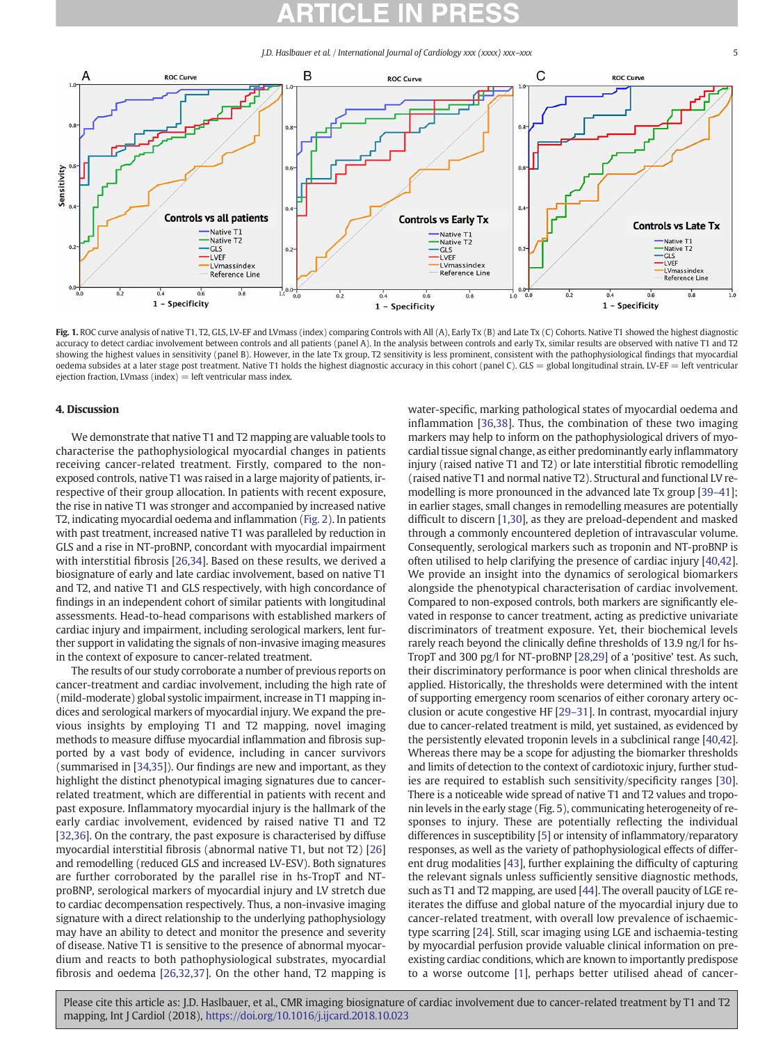**Fig. 1.** ROC curve analysis of native T1, T2, GLS, LV-EF and LVmass (index) comparing Controls with All (A), Early Tx (B) and Late Tx (C) Cohorts. Native T1 showed the highest diagnostic accuracy to detect cardiac involvement between controls and all patients (panel A). In the analysis between controls and early Tx, similar results are observed with native T1 and T2 showing the highest values in sensitivity (panel B). However, in the late Tx group, T2 sensitivity is less prominent, consistent with the pathophysiological findings that myocardial oedema subsides at a later stage post treatment. Native T1 holds the highest diagnostic accuracy in this cohort (panel C). GLS = global longitudinal strain, LV-EF = left ventricular ejection fraction, LVmass (index) = left ventricular mass index.

## 4. Discussion

We demonstrate that native T1 and T2 mapping are valuable tools to characterise the pathophysiological myocardial changes in patients receiving cancer-related treatment. Firstly, compared to the non-exposed controls, native T1 was raised in a large majority of patients, irrespective of their group allocation. In patients with recent exposure, the rise in native T1 was stronger and accompanied by increased native T2, indicating myocardial oedema and inflammation (Fig. 2). In patients with past treatment, increased native T1 was paralleled by reduction in GLS and a rise in NT-proBNP, concordant with myocardial impairment with interstitial fibrosis [26,34]. Based on these results, we derived a biosignature of early and late cardiac involvement, based on native T1 and T2, and native T1 and GLS respectively, with high concordance of findings in an independent cohort of similar patients with longitudinal assessments. Head-to-head comparisons with established markers of cardiac injury and impairment, including serological markers, lent further support in validating the signals of non-invasive imaging measures in the context of exposure to cancer-related treatment.

The results of our study corroborate a number of previous reports on cancer-treatment and cardiac involvement, including the high rate of (mild-moderate) global systolic impairment, increase in T1 mapping indices and serological markers of myocardial injury. We expand the previous insights by employing T1 and T2 mapping, novel imaging methods to measure diffuse myocardial inflammation and fibrosis supported by a vast body of evidence, including in cancer survivors (summarised in [34,35]). Our findings are new and important, as they highlight the distinct phenotypical imaging signatures due to cancer-related treatment, which are differential in patients with recent and past exposure. Inflammatory myocardial injury is the hallmark of the early cardiac involvement, evidenced by raised native T1 and T2 [32,36]. On the contrary, the past exposure is characterised by diffuse myocardial interstitial fibrosis (abnormal native T1, but not T2) [26] and remodelling (reduced GLS and increased LV-ESV). Both signatures are further corroborated by the parallel rise in hs-TropT and NT-proBNP, serological markers of myocardial injury and LV stretch due to cardiac decompensation respectively. Thus, a non-invasive imaging signature with a direct relationship to the underlying pathophysiology may have an ability to detect and monitor the presence and severity of disease. Native T1 is sensitive to the presence of abnormal myocardium and reacts to both pathophysiological substrates, myocardial fibrosis and oedema [26,32,37]. On the other hand, T2 mapping is water-specific, marking pathological states of myocardial oedema and inflammation [36,38]. Thus, the combination of these two imaging markers may help to inform on the pathophysiological drivers of myocardial tissue signal change, as either predominantly early inflammatory injury (raised native T1 and T2) or late interstitial fibrotic remodelling (raised native T1 and normal native T2). Structural and functional LV remodelling is more pronounced in the advanced late Tx group [39–41]; in earlier stages, small changes in remodelling measures are potentially difficult to discern [1,30], as they are preload-dependent and masked through a commonly encountered depletion of intravascular volume. Consequently, serological markers such as troponin and NT-proBNP is often utilised to help clarifying the presence of cardiac injury [40,42]. We provide an insight into the dynamics of serological biomarkers alongside the phenotypical characterisation of cardiac involvement. Compared to non-exposed controls, both markers are significantly elevated in response to cancer treatment, acting as predictive univariate discriminators of treatment exposure. Yet, their biochemical levels rarely reach beyond the clinically define thresholds of 13.9 ng/l for hs-TropT and 300 pg/l for NT-proBNP [28,29] of a 'positive' test. As such, their discriminatory performance is poor when clinical thresholds are applied. Historically, the thresholds were determined with the intent of supporting emergency room scenarios of either coronary artery occlusion or acute congestive HF [29–31]. In contrast, myocardial injury due to cancer-related treatment is mild, yet sustained, as evidenced by the persistently elevated troponin levels in a subclinical range [40,42]. Whereas there may be a scope for adjusting the biomarker thresholds and limits of detection to the context of cardiotoxic injury, further studies are required to establish such sensitivity/specificity ranges [30]. There is a noticeable wide spread of native T1 and T2 values and troponin levels in the early stage (Fig. 5), communicating heterogeneity of responses to injury. These are potentially reflecting the individual differences in susceptibility [5] or intensity of inflammatory/reparatory responses, as well as the variety of pathophysiological effects of different drug modalities [43], further explaining the difficulty of capturing the relevant signals unless sufficiently sensitive diagnostic methods, such as T1 and T2 mapping, are used [44]. The overall paucity of LGE reiterates the diffuse and global nature of the myocardial injury due to cancer-related treatment, with overall low prevalence of ischaemic-type scarring [24]. Still, scar imaging using LGE and ischaemia-testing by myocardial perfusion provide valuable clinical information on pre-existing cardiac conditions, which are known to importantly predispose to a worse outcome [1], perhaps better utilised ahead of cancer-

Please cite this article as: J.D. Haslbauer, et al., CMR imaging biosignature of cardiac involvement due to cancer-related treatment by T1 and T2 mapping, Int J Cardiol (2018), https://doi.org/10.1016/j.ijcard.2018.10.023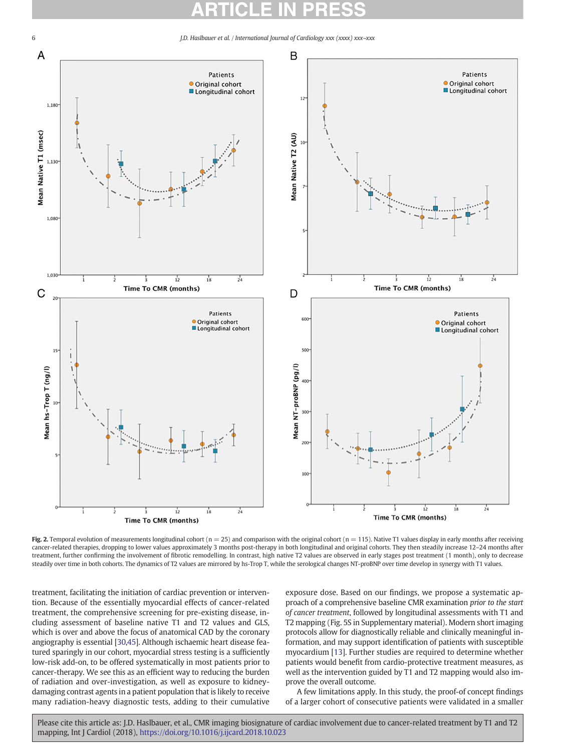**Fig. 2.** Temporal evolution of measurements longitudinal cohort (n = 25) and comparison with the original cohort (n = 115). Native T1 values display in early months after receiving cancer-related therapies, dropping to lower values approximately 3 months post-therapy in both longitudinal and original cohorts. They then steadily increase 12–24 months after treatment, further confirming the involvement of fibrotic remodelling. In contrast, high native T2 values are observed in early stages post treatment (1 month), only to decrease steadily over time in both cohorts. The dynamics of T2 values are mirrored by hs-Trop T, while the serological changes NT-proBNP over time develop in synergy with T1 values.

treatment, facilitating the initiation of cardiac prevention or intervention. Because of the essentially myocardial effects of cancer-related treatment, the comprehensive screening for pre-existing disease, including assessment of baseline native T1 and T2 values and GLS, which is over and above the focus of anatomical CAD by the coronary angiography is essential [30,45]. Although ischaemic heart disease featured sparingly in our cohort, myocardial stress testing is a sufficiently low-risk add-on, to be offered systematically in most patients prior to cancer-therapy. We see this as an efficient way to reducing the burden of radiation and over-investigation, as well as exposure to kidney-damaging contrast agents in a patient population that is likely to receive many radiation-heavy diagnostic tests, adding to their cumulative exposure dose. Based on our findings, we propose a systematic approach of a comprehensive baseline CMR examination *prior to the start of cancer treatment*, followed by longitudinal assessments with T1 and T2 mapping (Fig. 5S in Supplementary material). Modern short imaging protocols allow for diagnostically reliable and clinically meaningful information, and may support identification of patients with susceptible myocardium [13]. Further studies are required to determine whether patients would benefit from cardio-protective treatment measures, as well as the intervention guided by T1 and T2 mapping would also improve the overall outcome.

A few limitations apply. In this study, the proof-of concept findings of a larger cohort of consecutive patients were validated in a smaller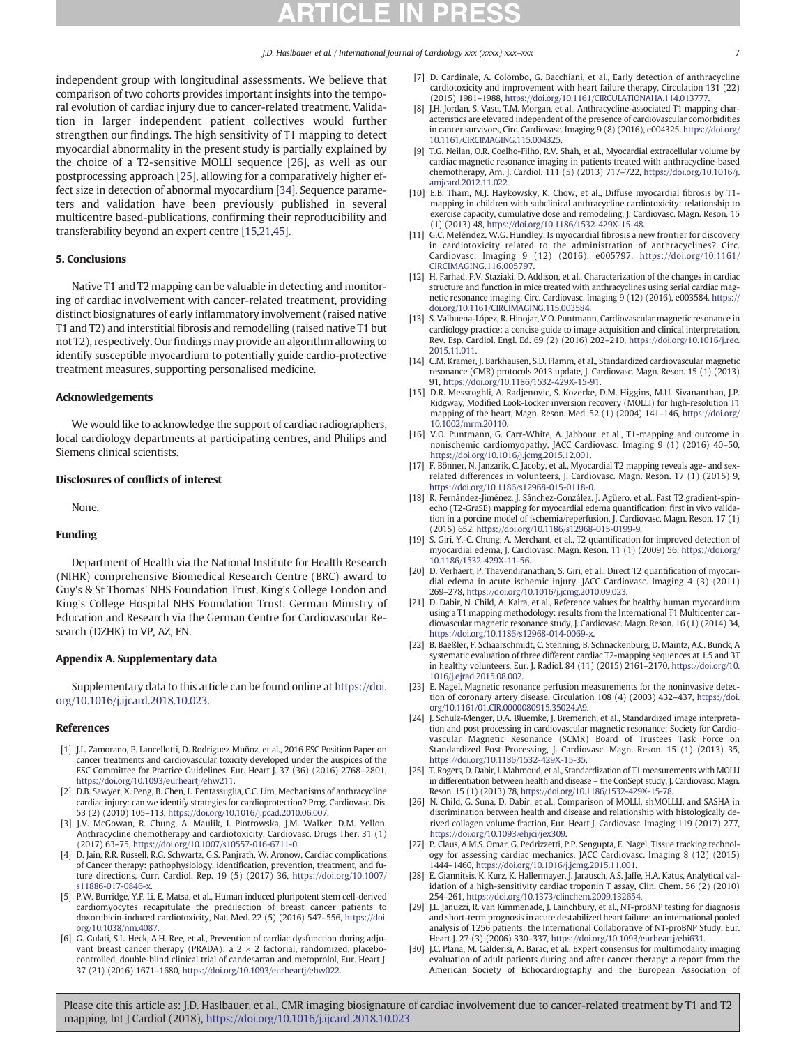independent group with longitudinal assessments. We believe that comparison of two cohorts provides important insights into the temporal evolution of cardiac injury due to cancer-related treatment. Validation in larger independent patient collectives would further strengthen our findings. The high sensitivity of T1 mapping to detect myocardial abnormality in the present study is partially explained by the choice of a T2-sensitive MOLLI sequence [26], as well as our postprocessing approach [25], allowing for a comparatively higher effect size in detection of abnormal myocardium [34]. Sequence parameters and validation have been previously published in several multicentre based-publications, confirming their reproducibility and transferability beyond an expert centre [15,21,45].

## 5. Conclusions

Native T1 and T2 mapping can be valuable in detecting and monitoring of cardiac involvement with cancer-related treatment, providing distinct biosignatures of early inflammatory involvement (raised native T1 and T2) and interstitial fibrosis and remodelling (raised native T1 but not T2), respectively. Our findings may provide an algorithm allowing to identify susceptible myocardium to potentially guide cardio-protective treatment measures, supporting personalised medicine.

## Acknowledgements

We would like to acknowledge the support of cardiac radiographers, local cardiology departments at participating centres, and Philips and Siemens clinical scientists.

## Disclosures of conflicts of interest

None.

## Funding

Department of Health via the National Institute for Health Research (NIHR) comprehensive Biomedical Research Centre (BRC) award to Guy's & St Thomas' NHS Foundation Trust, King's College London and King's College Hospital NHS Foundation Trust. German Ministry of Education and Research via the German Centre for Cardiovascular Research (DZHK) to VP, AZ, EN.

## Appendix A. Supplementary data

Supplementary data to this article can be found online at https://doi.org/10.1016/j.ijcard.2018.10.023.

## References

[1] J.L. Zamorano, P. Lancellotti, D. Rodriguez Muñoz, et al., 2016 ESC Position Paper on cancer treatments and cardiovascular toxicity developed under the auspices of the ESC Committee for Practice Guidelines, Eur. Heart J. 37 (36) (2016) 2768–2801, https://doi.org/10.1093/eurheartj/ehw211.

[2] D.B. Sawyer, X. Peng, B. Chen, L. Pentassuglia, C.C. Lim, Mechanisms of anthracycline cardiac injury: can we identify strategies for cardioprotection? Prog. Cardiovasc. Dis. 53 (2) (2010) 105–113, https://doi.org/10.1016/j.pcad.2010.06.007.

[3] J.V. McGowan, R. Chung, A. Maulik, I. Piotrowska, J.M. Walker, D.M. Yellon, Anthracycline chemotherapy and cardiotoxicity, Cardiovasc. Drugs Ther. 31 (1) (2017) 63–75, https://doi.org/10.1007/s10557-016-6711-0.

[4] D. Jain, R.R. Russell, R.G. Schwartz, G.S. Panjrath, W. Aronow, Cardiac complications of Cancer therapy: pathophysiology, identification, prevention, treatment, and future directions, Curr. Cardiol. Rep. 19 (5) (2017) 36, https://doi.org/10.1007/s11886-017-0846-x.

[5] P.W. Burridge, Y.F. Li, E. Matsa, et al., Human induced pluripotent stem cell-derived cardiomyocytes recapitulate the predilection of breast cancer patients to doxorubicin-induced cardiotoxicity, Nat. Med. 22 (5) (2016) 547–556, https://doi.org/10.1038/nm.4087.

[6] G. Gulati, S.L. Heck, A.H. Ree, et al., Prevention of cardiac dysfunction during adjuvant breast cancer therapy (PRADA): a 2 × 2 factorial, randomized, placebo-controlled, double-blind clinical trial of candesartan and metoprolol, Eur. Heart J. 37 (21) (2016) 1671–1680, https://doi.org/10.1093/eurheartj/ehw022.

[7] D. Cardinale, A. Colombo, G. Bacchiani, et al., Early detection of anthracycline cardiotoxicity and improvement with heart failure therapy, Circulation 131 (22) (2015) 1981–1988, https://doi.org/10.1161/CIRCULATIONAHA.114.013777.

[8] J.H. Jordan, S. Vasu, T.M. Morgan, et al., Anthracycline-associated T1 mapping characteristics are elevated independent of the presence of cardiovascular comorbidities in cancer survivors, Circ. Cardiovasc. Imaging 9 (8) (2016), e004325. https://doi.org/10.1161/CIRCIMAGING.115.004325.

[9] T.G. Neilan, O.R. Coelho-Filho, R.V. Shah, et al., Myocardial extracellular volume by cardiac magnetic resonance imaging in patients treated with anthracycline-based chemotherapy, Am. J. Cardiol. 111 (5) (2013) 717–722, https://doi.org/10.1016/j.amjcard.2012.11.022.

[10] E.B. Tham, M.J. Haykowsky, K. Chow, et al., Diffuse myocardial fibrosis by T1-mapping in children with subclinical anthracycline cardiotoxicity: relationship to exercise capacity, cumulative dose and remodeling, J. Cardiovasc. Magn. Reson. 15 (1) (2013) 48, https://doi.org/10.1186/1532-429X-15-48.

[11] G.C. Meléndez, W.G. Hundley, Is myocardial fibrosis a new frontier for discovery in cardiotoxicity related to the administration of anthracyclines? Circ. Cardiovasc. Imaging 9 (12) (2016), e005797. https://doi.org/10.1161/CIRCIMAGING.116.005797.

[12] H. Farhad, P.V. Staziaki, D. Addison, et al., Characterization of the changes in cardiac structure and function in mice treated with anthracyclines using serial cardiac magnetic resonance imaging, Circ. Cardiovasc. Imaging 9 (12) (2016), e003584. https://doi.org/10.1161/CIRCIMAGING.115.003584.

[13] S. Valbuena-López, R. Hinojar, V.O. Puntmann, Cardiovascular magnetic resonance in cardiology practice: a concise guide to image acquisition and clinical interpretation, Rev. Esp. Cardiol. Engl. Ed. 69 (2) (2016) 202–210, https://doi.org/10.1016/j.rec.2015.11.011.

[14] C.M. Kramer, J. Barkhausen, S.D. Flamm, et al., Standardized cardiovascular magnetic resonance (CMR) protocols 2013 update, J. Cardiovasc. Magn. Reson. 15 (1) (2013) 91, https://doi.org/10.1186/1532-429X-15-91.

[15] D.R. Messroghli, A. Radjenovic, S. Kozerke, D.M. Higgins, M.U. Sivananthan, J.P. Ridgway, Modified Look-Locker inversion recovery (MOLLI) for high-resolution T1 mapping of the heart, Magn. Reson. Med. 52 (1) (2004) 141–146, https://doi.org/10.1002/mrm.20110.

[16] V.O. Puntmann, G. Carr-White, A. Jabbour, et al., T1-mapping and outcome in nonischemic cardiomyopathy, JACC Cardiovasc. Imaging 9 (1) (2016) 40–50, https://doi.org/10.1016/j.jcmg.2015.12.001.

[17] F. Bönner, N. Janzarik, C. Jacoby, et al., Myocardial T2 mapping reveals age- and sex-related differences in volunteers, J. Cardiovasc. Magn. Reson. 17 (1) (2015) 9, https://doi.org/10.1186/s12968-015-0118-0.

[18] R. Fernández-Jiménez, J. Sánchez-González, J. Agüero, et al., Fast T2 gradient-spin-echo (T2-GraSE) mapping for myocardial edema quantification: first in vivo validation in a porcine model of ischemia/reperfusion, J. Cardiovasc. Magn. Reson. 17 (1) (2015) 652, https://doi.org/10.1186/s12968-015-0199-9.

[19] S. Giri, Y.-C. Chung, A. Merchant, et al., T2 quantification for improved detection of myocardial edema, J. Cardiovasc. Magn. Reson. 11 (1) (2009) 56, https://doi.org/10.1186/1532-429X-11-56.

[20] D. Verhaert, P. Thavendiranathan, S. Giri, et al., Direct T2 quantification of myocardial edema in acute ischemic injury, JACC Cardiovasc. Imaging 4 (3) (2011) 269–278, https://doi.org/10.1016/j.jcmg.2010.09.023.

[21] D. Dabir, N. Child, A. Kalra, et al., Reference values for healthy human myocardium using a T1 mapping methodology: results from the International T1 Multicenter cardiovascular magnetic resonance study, J. Cardiovasc. Magn. Reson. 16 (1) (2014) 34, https://doi.org/10.1186/s12968-014-0069-x.

[22] B. Baeßler, F. Schaarschmidt, C. Stehning, B. Schnackenburg, D. Maintz, A.C. Bunck, A systematic evaluation of three different cardiac T2-mapping sequences at 1.5 and 3T in healthy volunteers, Eur. J. Radiol. 84 (11) (2015) 2161–2170, https://doi.org/10.1016/j.ejrad.2015.08.002.

[23] E. Nagel, Magnetic resonance perfusion measurements for the noninvasive detection of coronary artery disease, Circulation 108 (4) (2003) 432–437, https://doi.org/10.1161/01.CIR.0000080915.35024.A9.

[24] J. Schulz-Menger, D.A. Bluemke, J. Bremerich, et al., Standardized image interpretation and post processing in cardiovascular magnetic resonance: Society for Cardiovascular Magnetic Resonance (SCMR) Board of Trustees Task Force on Standardized Post Processing, J. Cardiovasc. Magn. Reson. 15 (1) (2013) 35, https://doi.org/10.1186/1532-429X-15-35.

[25] T. Rogers, D. Dabir, I. Mahmoud, et al., Standardization of T1 measurements with MOLLI in differentiation between health and disease – the ConSept study, J. Cardiovasc. Magn. Reson. 15 (1) (2013) 78, https://doi.org/10.1186/1532-429X-15-78.

[26] N. Child, G. Suna, D. Dabir, et al., Comparison of MOLLI, shMOLLLI, and SASHA in discrimination between health and disease and relationship with histologically derived collagen volume fraction, Eur. Heart J. Cardiovasc. Imaging 119 (2017) 277, https://doi.org/10.1093/ehjci/jex309.

[27] P. Claus, A.M.S. Omar, G. Pedrizzetti, P.P. Sengupta, E. Nagel, Tissue tracking technology for assessing cardiac mechanics, JACC Cardiovasc. Imaging 8 (12) (2015) 1444–1460, https://doi.org/10.1016/j.jcmg.2015.11.001.

[28] E. Giannitsis, K. Kurz, K. Hallermayer, J. Jarausch, A.S. Jaffe, H.A. Katus, Analytical validation of a high-sensitivity cardiac troponin T assay, Clin. Chem. 56 (2) (2010) 254–261, https://doi.org/10.1373/clinchem.2009.132654.

[29] J.L. Januzzi, R. van Kimmenade, J. Lainchbury, et al., NT-proBNP testing for diagnosis and short-term prognosis in acute destabilized heart failure: an international pooled analysis of 1256 patients: the International Collaborative of NT-proBNP Study, Eur. Heart J. 27 (3) (2006) 330–337, https://doi.org/10.1093/eurheartj/ehi631.

[30] J.C. Plana, M. Galderisi, A. Barac, et al., Expert consensus for multimodality imaging evaluation of adult patients during and after cancer therapy: a report from the American Society of Echocardiography and the European Association of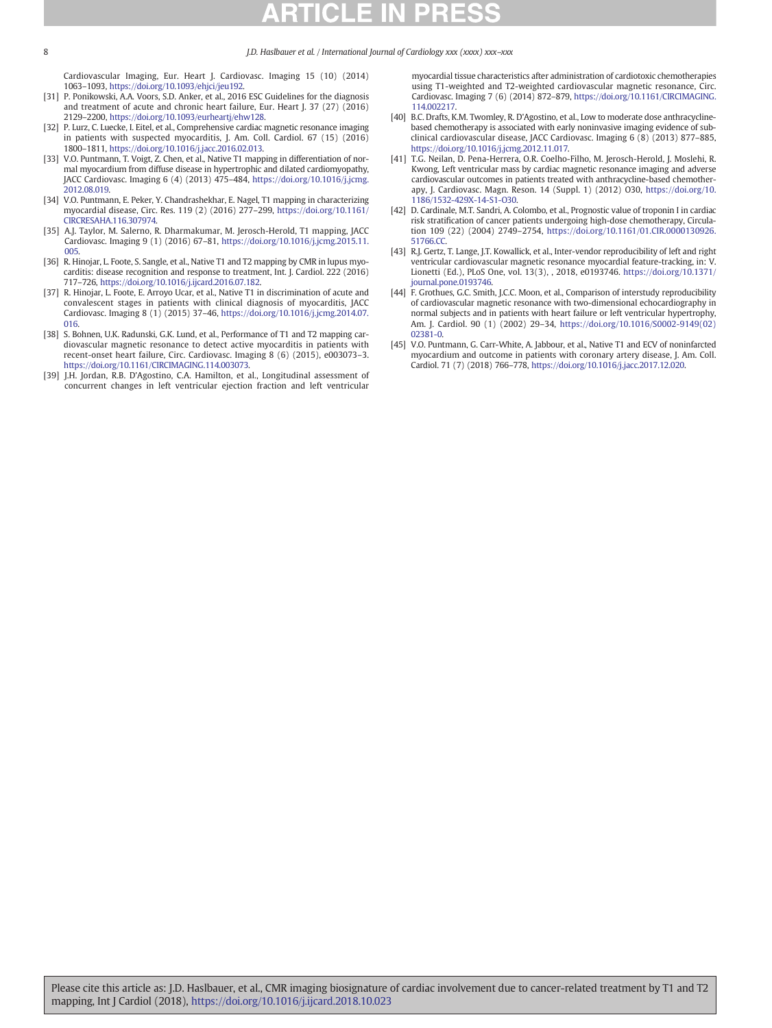Cardiovascular Imaging, Eur. Heart J. Cardiovasc. Imaging 15 (10) (2014) 1063–1093, https://doi.org/10.1093/ehjci/jeu192.

[31] P. Ponikowski, A.A. Voors, S.D. Anker, et al., 2016 ESC Guidelines for the diagnosis and treatment of acute and chronic heart failure, Eur. Heart J. 37 (27) (2016) 2129–2200, https://doi.org/10.1093/eurheartj/ehw128.

[32] P. Lurz, C. Luecke, I. Eitel, et al., Comprehensive cardiac magnetic resonance imaging in patients with suspected myocarditis, J. Am. Coll. Cardiol. 67 (15) (2016) 1800–1811, https://doi.org/10.1016/j.jacc.2016.02.013.

[33] V.O. Puntmann, T. Voigt, Z. Chen, et al., Native T1 mapping in differentiation of normal myocardium from diffuse disease in hypertrophic and dilated cardiomyopathy, JACC Cardiovasc. Imaging 6 (4) (2013) 475–484, https://doi.org/10.1016/j.jcmg.2012.08.019.

[34] V.O. Puntmann, E. Peker, Y. Chandrashekhar, E. Nagel, T1 mapping in characterizing myocardial disease, Circ. Res. 119 (2) (2016) 277–299, https://doi.org/10.1161/CIRCRESAHA.116.307974.

[35] A.J. Taylor, M. Salerno, R. Dharmakumar, M. Jerosch-Herold, T1 mapping, JACC Cardiovasc. Imaging 9 (1) (2016) 67–81, https://doi.org/10.1016/j.jcmg.2015.11.005.

[36] R. Hinojar, L. Foote, S. Sangle, et al., Native T1 and T2 mapping by CMR in lupus myocarditis: disease recognition and response to treatment, Int. J. Cardiol. 222 (2016) 717–726, https://doi.org/10.1016/j.ijcard.2016.07.182.

[37] R. Hinojar, L. Foote, E. Arroyo Ucar, et al., Native T1 in discrimination of acute and convalescent stages in patients with clinical diagnosis of myocarditis, JACC Cardiovasc. Imaging 8 (1) (2015) 37–46, https://doi.org/10.1016/j.jcmg.2014.07.016.

[38] S. Bohnen, U.K. Radunski, G.K. Lund, et al., Performance of T1 and T2 mapping cardiovascular magnetic resonance to detect active myocarditis in patients with recent-onset heart failure, Circ. Cardiovasc. Imaging 8 (6) (2015), e003073–3. https://doi.org/10.1161/CIRCIMAGING.114.003073.

[39] J.H. Jordan, R.B. D'Agostino, C.A. Hamilton, et al., Longitudinal assessment of concurrent changes in left ventricular ejection fraction and left ventricular myocardial tissue characteristics after administration of cardiotoxic chemotherapies using T1-weighted and T2-weighted cardiovascular magnetic resonance, Circ. Cardiovasc. Imaging 7 (6) (2014) 872–879, https://doi.org/10.1161/CIRCIMAGING.114.002217.

[40] B.C. Drafts, K.M. Twomley, R. D'Agostino, et al., Low to moderate dose anthracycline-based chemotherapy is associated with early noninvasive imaging evidence of subclinical cardiovascular disease, JACC Cardiovasc. Imaging 6 (8) (2013) 877–885, https://doi.org/10.1016/j.jcmg.2012.11.017.

[41] T.G. Neilan, D. Pena-Herrera, O.R. Coelho-Filho, M. Jerosch-Herold, J. Moslehi, R. Kwong, Left ventricular mass by cardiac magnetic resonance imaging and adverse cardiovascular outcomes in patients treated with anthracycline-based chemotherapy, J. Cardiovasc. Magn. Reson. 14 (Suppl. 1) (2012) O30, https://doi.org/10.1186/1532-429X-14-S1-O30.

[42] D. Cardinale, M.T. Sandri, A. Colombo, et al., Prognostic value of troponin I in cardiac risk stratification of cancer patients undergoing high-dose chemotherapy, Circulation 109 (22) (2004) 2749–2754, https://doi.org/10.1161/01.CIR.0000130926.51766.CC.

[43] R.J. Gertz, T. Lange, J.T. Kowallick, et al., Inter-vendor reproducibility of left and right ventricular cardiovascular magnetic resonance myocardial feature-tracking, in: V. Lionetti (Ed.), PLoS One, vol. 13(3), , 2018, e0193746. https://doi.org/10.1371/journal.pone.0193746.

[44] F. Grothues, G.C. Smith, J.C.C. Moon, et al., Comparison of interstudy reproducibility of cardiovascular magnetic resonance with two-dimensional echocardiography in normal subjects and in patients with heart failure or left ventricular hypertrophy, Am. J. Cardiol. 90 (1) (2002) 29–34, https://doi.org/10.1016/S0002-9149(02)02381-0.

[45] V.O. Puntmann, G. Carr-White, A. Jabbour, et al., Native T1 and ECV of noninfarcted myocardium and outcome in patients with coronary artery disease, J. Am. Coll. Cardiol. 71 (7) (2018) 766–778, https://doi.org/10.1016/j.jacc.2017.12.020.